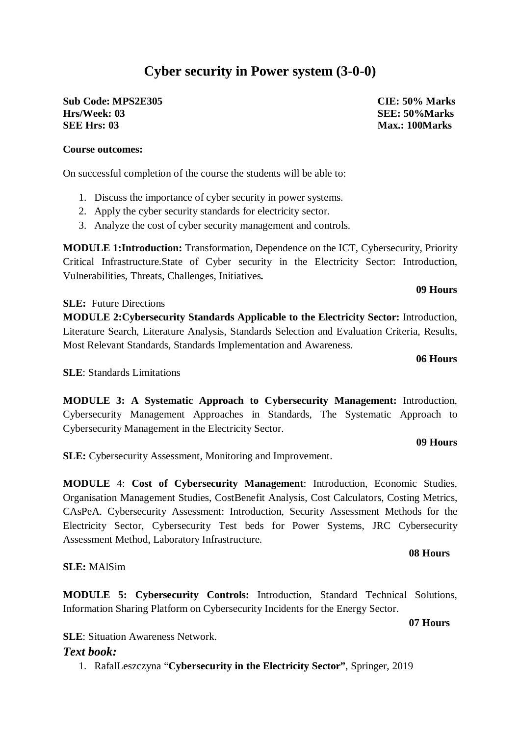# Cyber security in Power system (3-0-0)

**Sub Code: MPS2E305** **CIE: 50% Marks**
**Hrs/Week: 03** **SEE: 50%Marks**
**SEE Hrs: 03** **Max.: 100Marks**

**Course outcomes:**

On successful completion of the course the students will be able to:

1. Discuss the importance of cyber security in power systems.
2. Apply the cyber security standards for electricity sector.
3. Analyze the cost of cyber security management and controls.

**MODULE 1:Introduction:** Transformation, Dependence on the ICT, Cybersecurity, Priority Critical Infrastructure.State of Cyber security in the Electricity Sector: Introduction, Vulnerabilities, Threats, Challenges, Initiatives**.**

**09 Hours**

**SLE:** Future Directions

**MODULE 2:Cybersecurity Standards Applicable to the Electricity Sector:** Introduction, Literature Search, Literature Analysis, Standards Selection and Evaluation Criteria, Results, Most Relevant Standards, Standards Implementation and Awareness.

**06 Hours**

**SLE**: Standards Limitations

**MODULE 3: A Systematic Approach to Cybersecurity Management:** Introduction, Cybersecurity Management Approaches in Standards, The Systematic Approach to Cybersecurity Management in the Electricity Sector.

**09 Hours**

**SLE:** Cybersecurity Assessment, Monitoring and Improvement.

**MODULE** 4: **Cost of Cybersecurity Management**: Introduction, Economic Studies, Organisation Management Studies, CostBenefit Analysis, Cost Calculators, Costing Metrics, CAsPeA. Cybersecurity Assessment: Introduction, Security Assessment Methods for the Electricity Sector, Cybersecurity Test beds for Power Systems, JRC Cybersecurity Assessment Method, Laboratory Infrastructure.

**08 Hours**

**SLE:** MAlSim

**MODULE 5: Cybersecurity Controls:** Introduction, Standard Technical Solutions, Information Sharing Platform on Cybersecurity Incidents for the Energy Sector.

**07 Hours**

**SLE**: Situation Awareness Network.

***Text book:***

1. RafalLeszczyna "**Cybersecurity in the Electricity Sector"**, Springer, 2019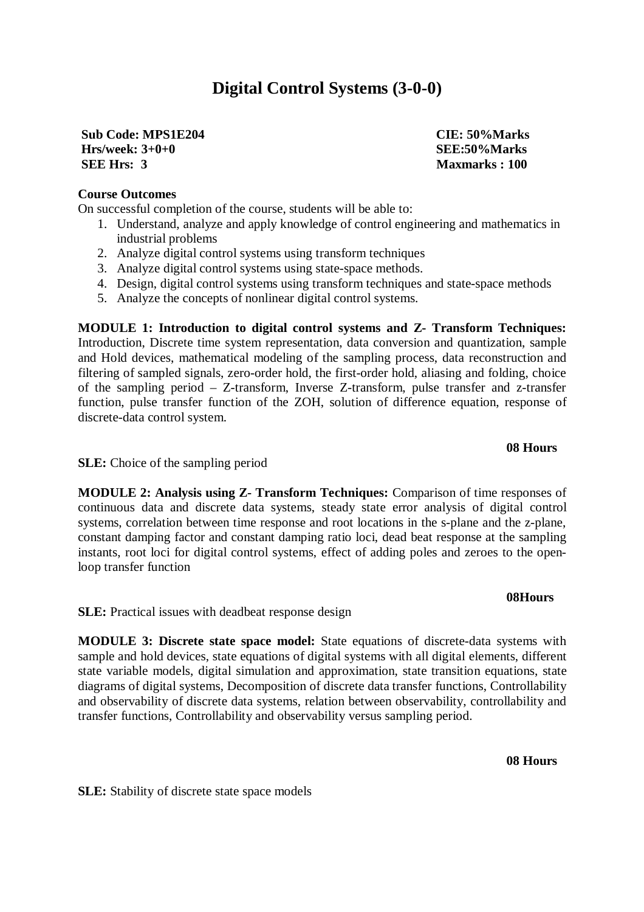# Digital Control Systems (3-0-0)

**Sub Code: MPS1E204** | **CIE: 50%Marks**
**Hrs/week: 3+0+0** | **SEE:50%Marks**
**SEE Hrs: 3** | **Maxmarks : 100**

**Course Outcomes**

On successful completion of the course, students will be able to:

1. Understand, analyze and apply knowledge of control engineering and mathematics in industrial problems
2. Analyze digital control systems using transform techniques
3. Analyze digital control systems using state-space methods.
4. Design, digital control systems using transform techniques and state-space methods
5. Analyze the concepts of nonlinear digital control systems.

**MODULE 1: Introduction to digital control systems and Z- Transform Techniques:** Introduction, Discrete time system representation, data conversion and quantization, sample and Hold devices, mathematical modeling of the sampling process, data reconstruction and filtering of sampled signals, zero-order hold, the first-order hold, aliasing and folding, choice of the sampling period – Z-transform, Inverse Z-transform, pulse transfer and z-transfer function, pulse transfer function of the ZOH, solution of difference equation, response of discrete-data control system.

**08 Hours**

**SLE:** Choice of the sampling period

**MODULE 2: Analysis using Z- Transform Techniques:** Comparison of time responses of continuous data and discrete data systems, steady state error analysis of digital control systems, correlation between time response and root locations in the s-plane and the z-plane, constant damping factor and constant damping ratio loci, dead beat response at the sampling instants, root loci for digital control systems, effect of adding poles and zeroes to the open-loop transfer function

**08Hours**

**SLE:** Practical issues with deadbeat response design

**MODULE 3: Discrete state space model:** State equations of discrete-data systems with sample and hold devices, state equations of digital systems with all digital elements, different state variable models, digital simulation and approximation, state transition equations, state diagrams of digital systems, Decomposition of discrete data transfer functions, Controllability and observability of discrete data systems, relation between observability, controllability and transfer functions, Controllability and observability versus sampling period.

**08 Hours**

**SLE:** Stability of discrete state space models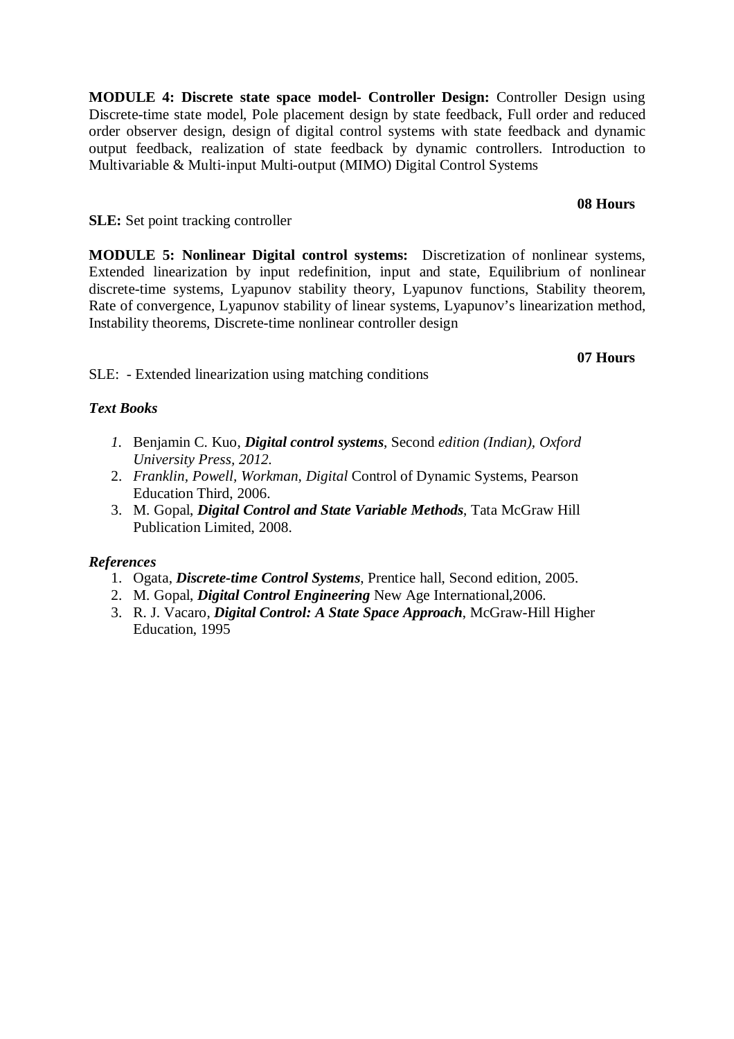**MODULE 4: Discrete state space model- Controller Design:** Controller Design using Discrete-time state model, Pole placement design by state feedback, Full order and reduced order observer design, design of digital control systems with state feedback and dynamic output feedback, realization of state feedback by dynamic controllers. Introduction to Multivariable & Multi-input Multi-output (MIMO) Digital Control Systems

**08 Hours**

**SLE:** Set point tracking controller

**MODULE 5: Nonlinear Digital control systems:** Discretization of nonlinear systems, Extended linearization by input redefinition, input and state, Equilibrium of nonlinear discrete-time systems, Lyapunov stability theory, Lyapunov functions, Stability theorem, Rate of convergence, Lyapunov stability of linear systems, Lyapunov's linearization method, Instability theorems, Discrete-time nonlinear controller design

**07 Hours**

SLE: - Extended linearization using matching conditions

***Text Books***

1. Benjamin C. Kuo, ***Digital control systems***, Second *edition (Indian), Oxford University Press, 2012.*
2. *Franklin, Powell, Workman, Digital* Control of Dynamic Systems, Pearson Education Third, 2006.
3. M. Gopal, ***Digital Control and State Variable Methods***, Tata McGraw Hill Publication Limited, 2008.

***References***

1. Ogata, ***Discrete-time Control Systems***, Prentice hall, Second edition, 2005.
2. M. Gopal, ***Digital Control Engineering*** New Age International,2006.
3. R. J. Vacaro, ***Digital Control: A State Space Approach***, McGraw-Hill Higher Education, 1995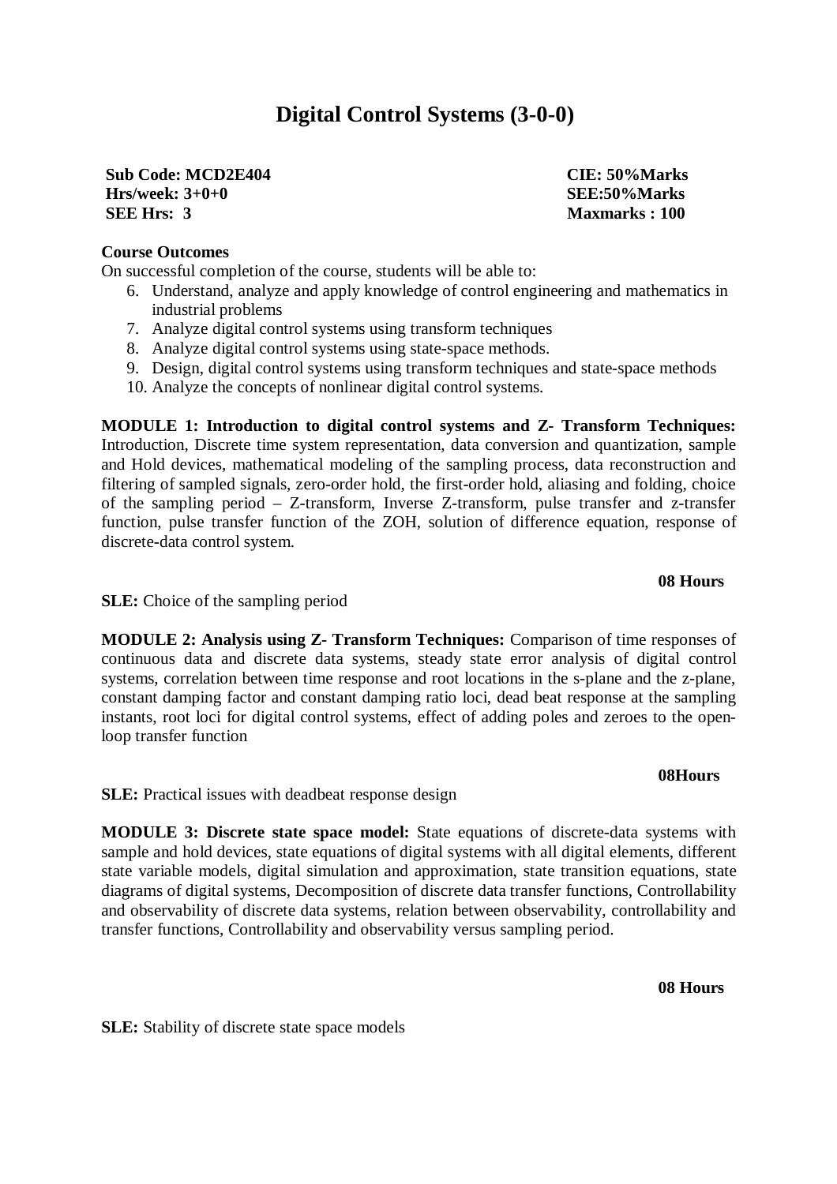# Digital Control Systems (3-0-0)

**Sub Code: MCD2E404** | **CIE: 50%Marks**
**Hrs/week: 3+0+0** | **SEE:50%Marks**
**SEE Hrs: 3** | **Maxmarks : 100**

**Course Outcomes**

On successful completion of the course, students will be able to:

6. Understand, analyze and apply knowledge of control engineering and mathematics in industrial problems
7. Analyze digital control systems using transform techniques
8. Analyze digital control systems using state-space methods.
9. Design, digital control systems using transform techniques and state-space methods
10. Analyze the concepts of nonlinear digital control systems.

**MODULE 1: Introduction to digital control systems and Z- Transform Techniques:** Introduction, Discrete time system representation, data conversion and quantization, sample and Hold devices, mathematical modeling of the sampling process, data reconstruction and filtering of sampled signals, zero-order hold, the first-order hold, aliasing and folding, choice of the sampling period – Z-transform, Inverse Z-transform, pulse transfer and z-transfer function, pulse transfer function of the ZOH, solution of difference equation, response of discrete-data control system.

**08 Hours**

**SLE:** Choice of the sampling period

**MODULE 2: Analysis using Z- Transform Techniques:** Comparison of time responses of continuous data and discrete data systems, steady state error analysis of digital control systems, correlation between time response and root locations in the s-plane and the z-plane, constant damping factor and constant damping ratio loci, dead beat response at the sampling instants, root loci for digital control systems, effect of adding poles and zeroes to the open-loop transfer function

**08Hours**

**SLE:** Practical issues with deadbeat response design

**MODULE 3: Discrete state space model:** State equations of discrete-data systems with sample and hold devices, state equations of digital systems with all digital elements, different state variable models, digital simulation and approximation, state transition equations, state diagrams of digital systems, Decomposition of discrete data transfer functions, Controllability and observability of discrete data systems, relation between observability, controllability and transfer functions, Controllability and observability versus sampling period.

**08 Hours**

**SLE:** Stability of discrete state space models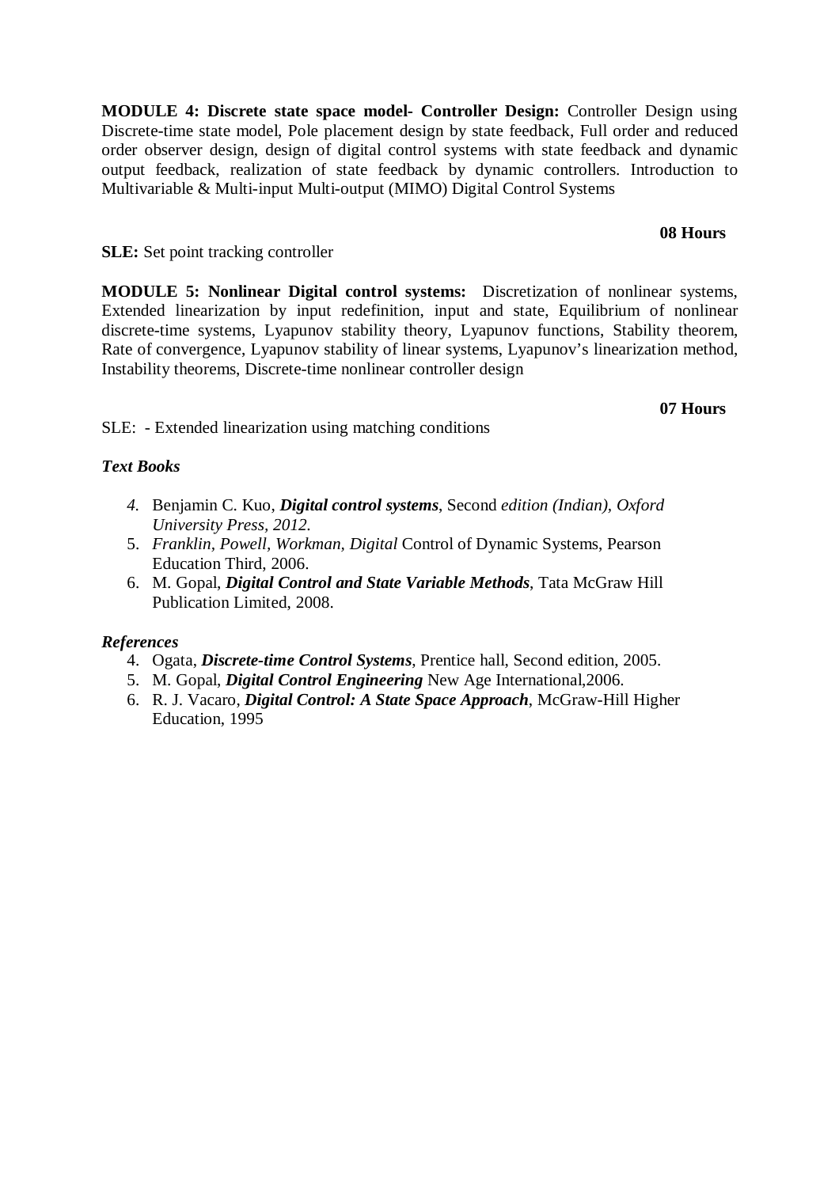**MODULE 4: Discrete state space model- Controller Design:** Controller Design using Discrete-time state model, Pole placement design by state feedback, Full order and reduced order observer design, design of digital control systems with state feedback and dynamic output feedback, realization of state feedback by dynamic controllers. Introduction to Multivariable & Multi-input Multi-output (MIMO) Digital Control Systems

**08 Hours**

**SLE:** Set point tracking controller

**MODULE 5: Nonlinear Digital control systems:** Discretization of nonlinear systems, Extended linearization by input redefinition, input and state, Equilibrium of nonlinear discrete-time systems, Lyapunov stability theory, Lyapunov functions, Stability theorem, Rate of convergence, Lyapunov stability of linear systems, Lyapunov's linearization method, Instability theorems, Discrete-time nonlinear controller design

**07 Hours**

SLE: - Extended linearization using matching conditions

***Text Books***

4. Benjamin C. Kuo, ***Digital control systems***, Second *edition (Indian), Oxford University Press, 2012.*
5. *Franklin, Powell, Workman, Digital* Control of Dynamic Systems, Pearson Education Third, 2006.
6. M. Gopal, ***Digital Control and State Variable Methods***, Tata McGraw Hill Publication Limited, 2008.

***References***

4. Ogata, ***Discrete-time Control Systems***, Prentice hall, Second edition, 2005.
5. M. Gopal, ***Digital Control Engineering*** New Age International,2006.
6. R. J. Vacaro, ***Digital Control: A State Space Approach***, McGraw-Hill Higher Education, 1995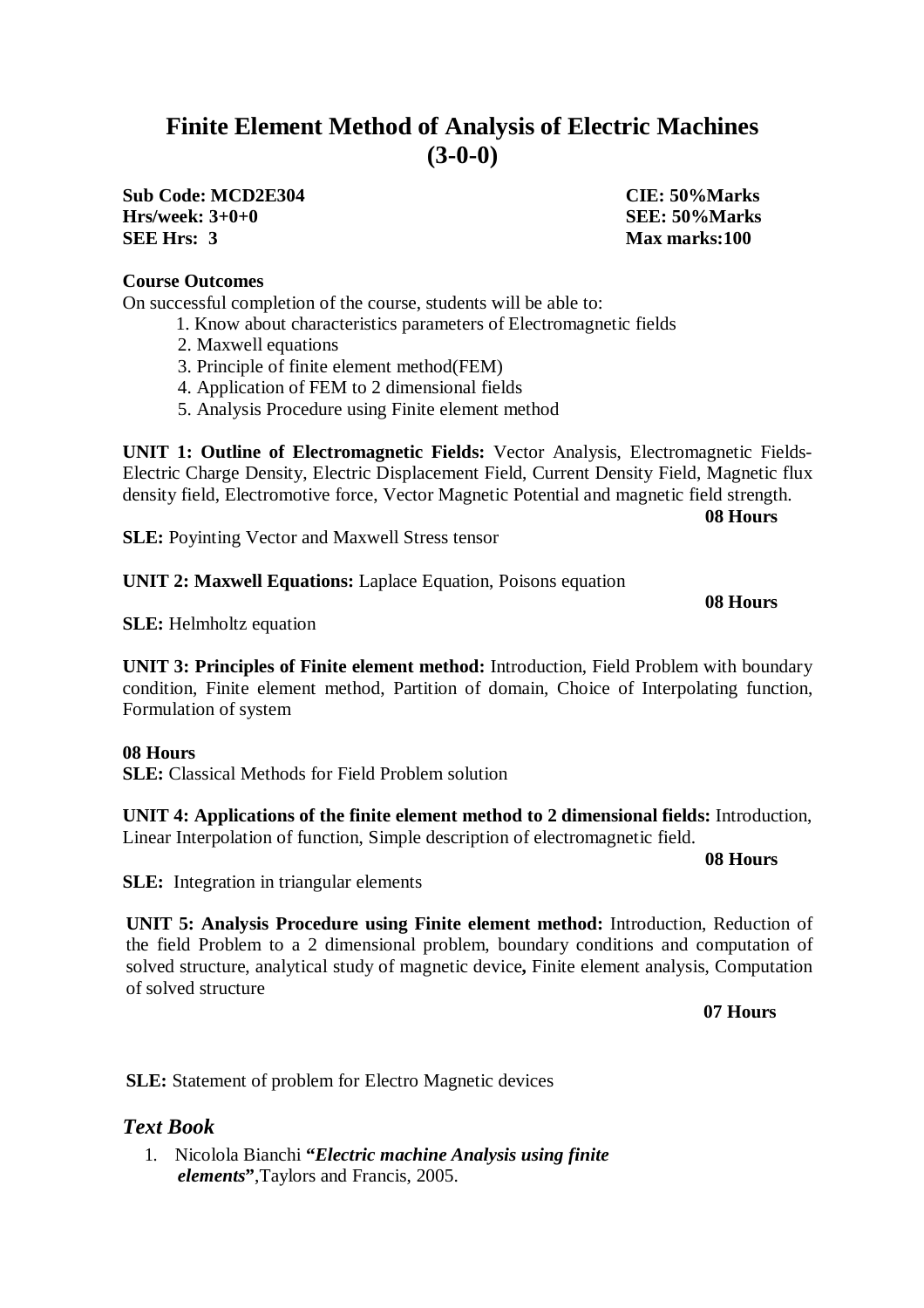# Finite Element Method of Analysis of Electric Machines (3-0-0)

**Sub Code: MCD2E304** **CIE: 50%Marks**
**Hrs/week: 3+0+0** **SEE: 50%Marks**
**SEE Hrs: 3** **Max marks:100**

**Course Outcomes**

On successful completion of the course, students will be able to:

1. Know about characteristics parameters of Electromagnetic fields
2. Maxwell equations
3. Principle of finite element method(FEM)
4. Application of FEM to 2 dimensional fields
5. Analysis Procedure using Finite element method

**UNIT 1: Outline of Electromagnetic Fields:** Vector Analysis, Electromagnetic Fields- Electric Charge Density, Electric Displacement Field, Current Density Field, Magnetic flux density field, Electromotive force, Vector Magnetic Potential and magnetic field strength.

**08 Hours**

**SLE:** Poyinting Vector and Maxwell Stress tensor

**UNIT 2: Maxwell Equations:** Laplace Equation, Poisons equation

**08 Hours**

**SLE:** Helmholtz equation

**UNIT 3: Principles of Finite element method:** Introduction, Field Problem with boundary condition, Finite element method, Partition of domain, Choice of Interpolating function, Formulation of system

**08 Hours**

**SLE:** Classical Methods for Field Problem solution

**UNIT 4: Applications of the finite element method to 2 dimensional fields:** Introduction, Linear Interpolation of function, Simple description of electromagnetic field.

**08 Hours**

**SLE:** Integration in triangular elements

**UNIT 5: Analysis Procedure using Finite element method:** Introduction, Reduction of the field Problem to a 2 dimensional problem, boundary conditions and computation of solved structure, analytical study of magnetic device**,** Finite element analysis, Computation of solved structure

**07 Hours**

**SLE:** Statement of problem for Electro Magnetic devices

## *Text Book*

1. Nicolola Bianchi **"*Electric machine Analysis using finite elements*"**,Taylors and Francis, 2005.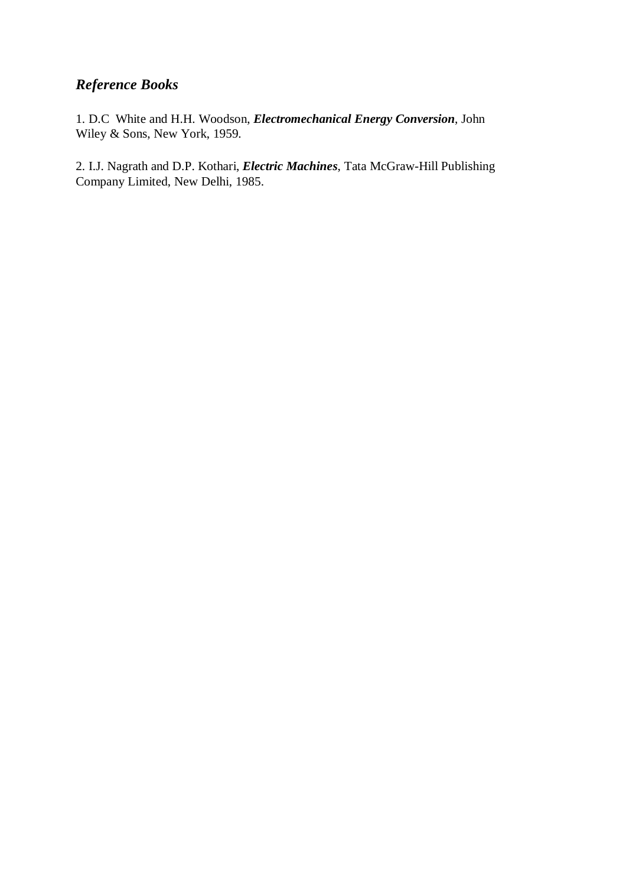## *Reference Books*

1. D.C White and H.H. Woodson, ***Electromechanical Energy Conversion***, John Wiley & Sons, New York, 1959.

2. I.J. Nagrath and D.P. Kothari, ***Electric Machines***, Tata McGraw-Hill Publishing Company Limited, New Delhi, 1985.